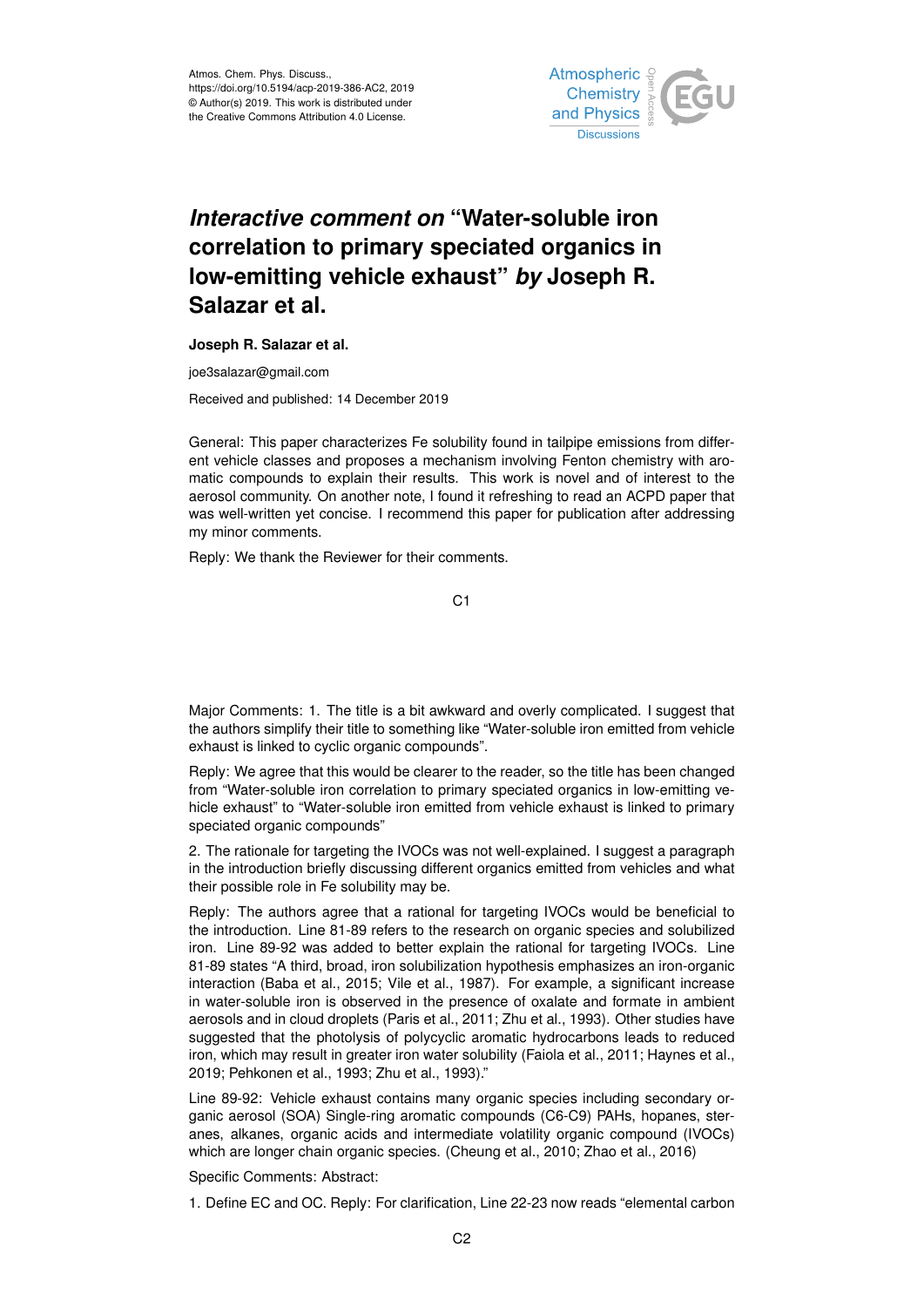Atmos. Chem. Phys. Discuss.,
https://doi.org/10.5194/acp-2019-386-AC2, 2019
© Author(s) 2019. This work is distributed under
the Creative Commons Attribution 4.0 License.

# *Interactive comment on* "Water-soluble iron correlation to primary speciated organics in low-emitting vehicle exhaust" *by* Joseph R. Salazar et al.

**Joseph R. Salazar et al.**

joe3salazar@gmail.com

Received and published: 14 December 2019

General: This paper characterizes Fe solubility found in tailpipe emissions from different vehicle classes and proposes a mechanism involving Fenton chemistry with aromatic compounds to explain their results. This work is novel and of interest to the aerosol community. On another note, I found it refreshing to read an ACPD paper that was well-written yet concise. I recommend this paper for publication after addressing my minor comments.

Reply: We thank the Reviewer for their comments.

Major Comments: 1. The title is a bit awkward and overly complicated. I suggest that the authors simplify their title to something like "Water-soluble iron emitted from vehicle exhaust is linked to cyclic organic compounds".

Reply: We agree that this would be clearer to the reader, so the title has been changed from "Water-soluble iron correlation to primary speciated organics in low-emitting vehicle exhaust" to "Water-soluble iron emitted from vehicle exhaust is linked to primary speciated organic compounds"

2. The rationale for targeting the IVOCs was not well-explained. I suggest a paragraph in the introduction briefly discussing different organics emitted from vehicles and what their possible role in Fe solubility may be.

Reply: The authors agree that a rational for targeting IVOCs would be beneficial to the introduction. Line 81-89 refers to the research on organic species and solubilized iron. Line 89-92 was added to better explain the rational for targeting IVOCs. Line 81-89 states "A third, broad, iron solubilization hypothesis emphasizes an iron-organic interaction (Baba et al., 2015; Vile et al., 1987). For example, a significant increase in water-soluble iron is observed in the presence of oxalate and formate in ambient aerosols and in cloud droplets (Paris et al., 2011; Zhu et al., 1993). Other studies have suggested that the photolysis of polycyclic aromatic hydrocarbons leads to reduced iron, which may result in greater iron water solubility (Faiola et al., 2011; Haynes et al., 2019; Pehkonen et al., 1993; Zhu et al., 1993)."

Line 89-92: Vehicle exhaust contains many organic species including secondary organic aerosol (SOA) Single-ring aromatic compounds (C6-C9) PAHs, hopanes, steranes, alkanes, organic acids and intermediate volatility organic compound (IVOCs) which are longer chain organic species. (Cheung et al., 2010; Zhao et al., 2016)

Specific Comments: Abstract:

1. Define EC and OC. Reply: For clarification, Line 22-23 now reads "elemental carbon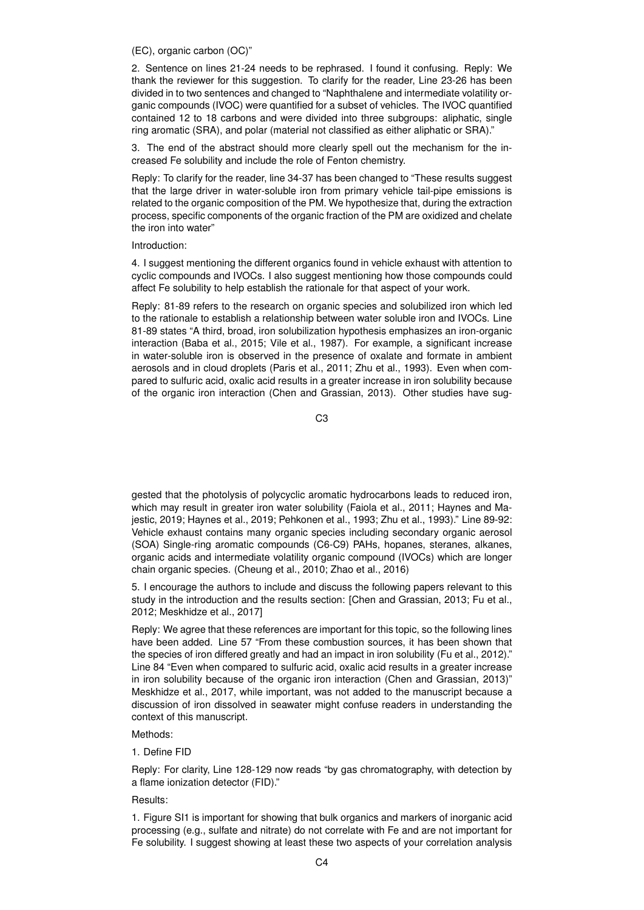(EC), organic carbon (OC)"

2. Sentence on lines 21-24 needs to be rephrased. I found it confusing. Reply: We thank the reviewer for this suggestion. To clarify for the reader, Line 23-26 has been divided in to two sentences and changed to "Naphthalene and intermediate volatility organic compounds (IVOC) were quantified for a subset of vehicles. The IVOC quantified contained 12 to 18 carbons and were divided into three subgroups: aliphatic, single ring aromatic (SRA), and polar (material not classified as either aliphatic or SRA)."

3. The end of the abstract should more clearly spell out the mechanism for the increased Fe solubility and include the role of Fenton chemistry.

Reply: To clarify for the reader, line 34-37 has been changed to "These results suggest that the large driver in water-soluble iron from primary vehicle tail-pipe emissions is related to the organic composition of the PM. We hypothesize that, during the extraction process, specific components of the organic fraction of the PM are oxidized and chelate the iron into water"

Introduction:

4. I suggest mentioning the different organics found in vehicle exhaust with attention to cyclic compounds and IVOCs. I also suggest mentioning how those compounds could affect Fe solubility to help establish the rationale for that aspect of your work.

Reply: 81-89 refers to the research on organic species and solubilized iron which led to the rationale to establish a relationship between water soluble iron and IVOCs. Line 81-89 states "A third, broad, iron solubilization hypothesis emphasizes an iron-organic interaction (Baba et al., 2015; Vile et al., 1987). For example, a significant increase in water-soluble iron is observed in the presence of oxalate and formate in ambient aerosols and in cloud droplets (Paris et al., 2011; Zhu et al., 1993). Even when compared to sulfuric acid, oxalic acid results in a greater increase in iron solubility because of the organic iron interaction (Chen and Grassian, 2013). Other studies have suggested that the photolysis of polycyclic aromatic hydrocarbons leads to reduced iron, which may result in greater iron water solubility (Faiola et al., 2011; Haynes and Majestic, 2019; Haynes et al., 2019; Pehkonen et al., 1993; Zhu et al., 1993)." Line 89-92: Vehicle exhaust contains many organic species including secondary organic aerosol (SOA) Single-ring aromatic compounds (C6-C9) PAHs, hopanes, steranes, alkanes, organic acids and intermediate volatility organic compound (IVOCs) which are longer chain organic species. (Cheung et al., 2010; Zhao et al., 2016)

5. I encourage the authors to include and discuss the following papers relevant to this study in the introduction and the results section: [Chen and Grassian, 2013; Fu et al., 2012; Meskhidze et al., 2017]

Reply: We agree that these references are important for this topic, so the following lines have been added. Line 57 "From these combustion sources, it has been shown that the species of iron differed greatly and had an impact in iron solubility (Fu et al., 2012)." Line 84 "Even when compared to sulfuric acid, oxalic acid results in a greater increase in iron solubility because of the organic iron interaction (Chen and Grassian, 2013)" Meskhidze et al., 2017, while important, was not added to the manuscript because a discussion of iron dissolved in seawater might confuse readers in understanding the context of this manuscript.

Methods:

1. Define FID

Reply: For clarity, Line 128-129 now reads "by gas chromatography, with detection by a flame ionization detector (FID)."

Results:

1. Figure SI1 is important for showing that bulk organics and markers of inorganic acid processing (e.g., sulfate and nitrate) do not correlate with Fe and are not important for Fe solubility. I suggest showing at least these two aspects of your correlation analysis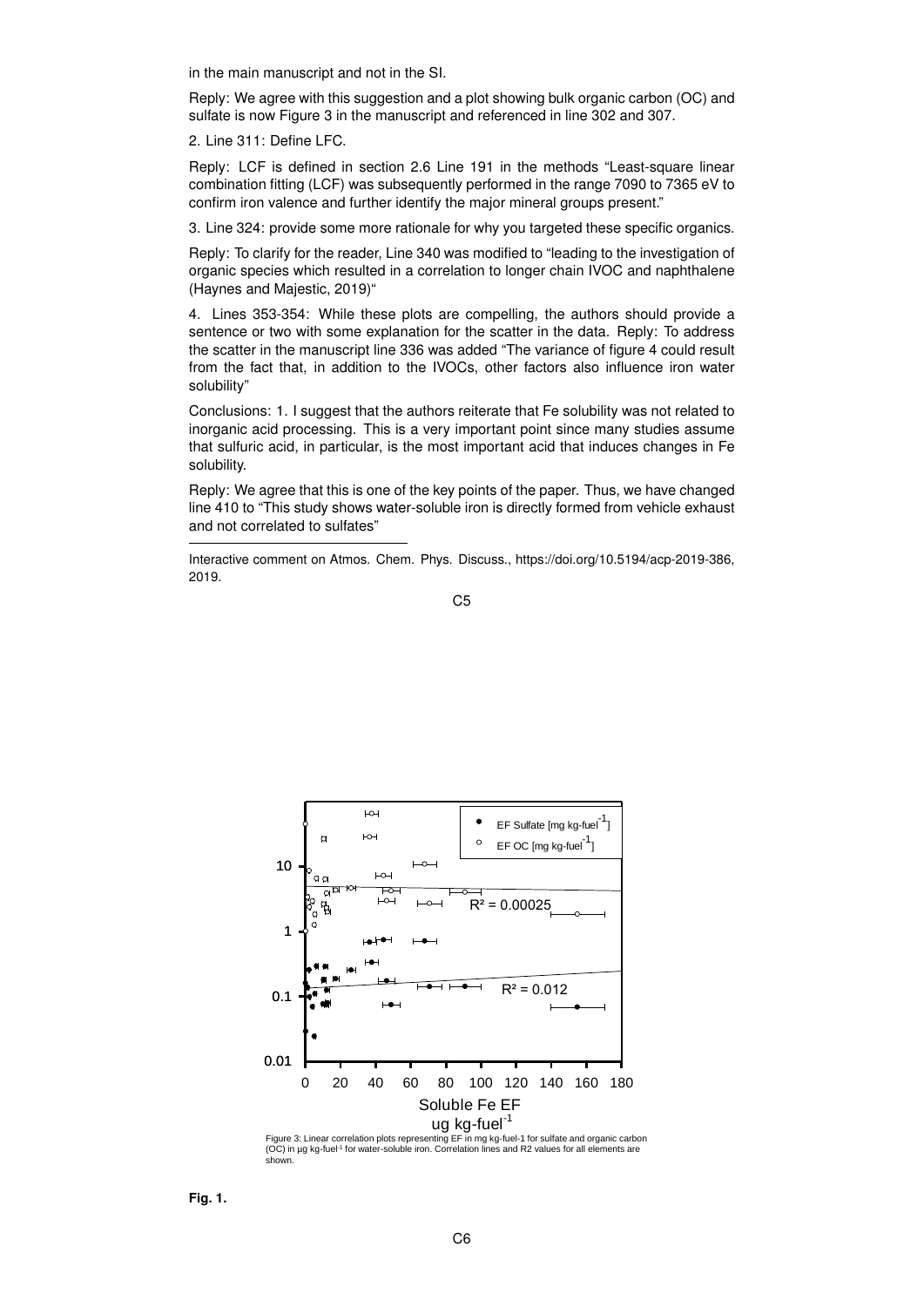in the main manuscript and not in the SI.

Reply: We agree with this suggestion and a plot showing bulk organic carbon (OC) and sulfate is now Figure 3 in the manuscript and referenced in line 302 and 307.

2. Line 311: Define LFC.

Reply: LCF is defined in section 2.6 Line 191 in the methods "Least-square linear combination fitting (LCF) was subsequently performed in the range 7090 to 7365 eV to confirm iron valence and further identify the major mineral groups present."

3. Line 324: provide some more rationale for why you targeted these specific organics.

Reply: To clarify for the reader, Line 340 was modified to "leading to the investigation of organic species which resulted in a correlation to longer chain IVOC and naphthalene (Haynes and Majestic, 2019)"

4. Lines 353-354: While these plots are compelling, the authors should provide a sentence or two with some explanation for the scatter in the data. Reply: To address the scatter in the manuscript line 336 was added "The variance of figure 4 could result from the fact that, in addition to the IVOCs, other factors also influence iron water solubility"

Conclusions: 1. I suggest that the authors reiterate that Fe solubility was not related to inorganic acid processing. This is a very important point since many studies assume that sulfuric acid, in particular, is the most important acid that induces changes in Fe solubility.

Reply: We agree that this is one of the key points of the paper. Thus, we have changed line 410 to "This study shows water-soluble iron is directly formed from vehicle exhaust and not correlated to sulfates"

---

Interactive comment on Atmos. Chem. Phys. Discuss., https://doi.org/10.5194/acp-2019-386, 2019.

EF Sulfate [mg kg-fuel$^{-1}$]
EF OC [mg kg-fuel$^{-1}$]
$R^2$ = 0.00025
$R^2$ = 0.012
10
1
0.1
0.01
0 20 40 60 80 100 120 140 160 180
Soluble Fe EF
ug kg-fuel$^{-1}$

Figure 3: Linear correlation plots representing EF in mg kg-fuel-1 for sulfate and organic carbon (OC) in µg kg-fuel$^{-1}$ for water-soluble iron. Correlation lines and R2 values for all elements are shown.

**Fig. 1.**